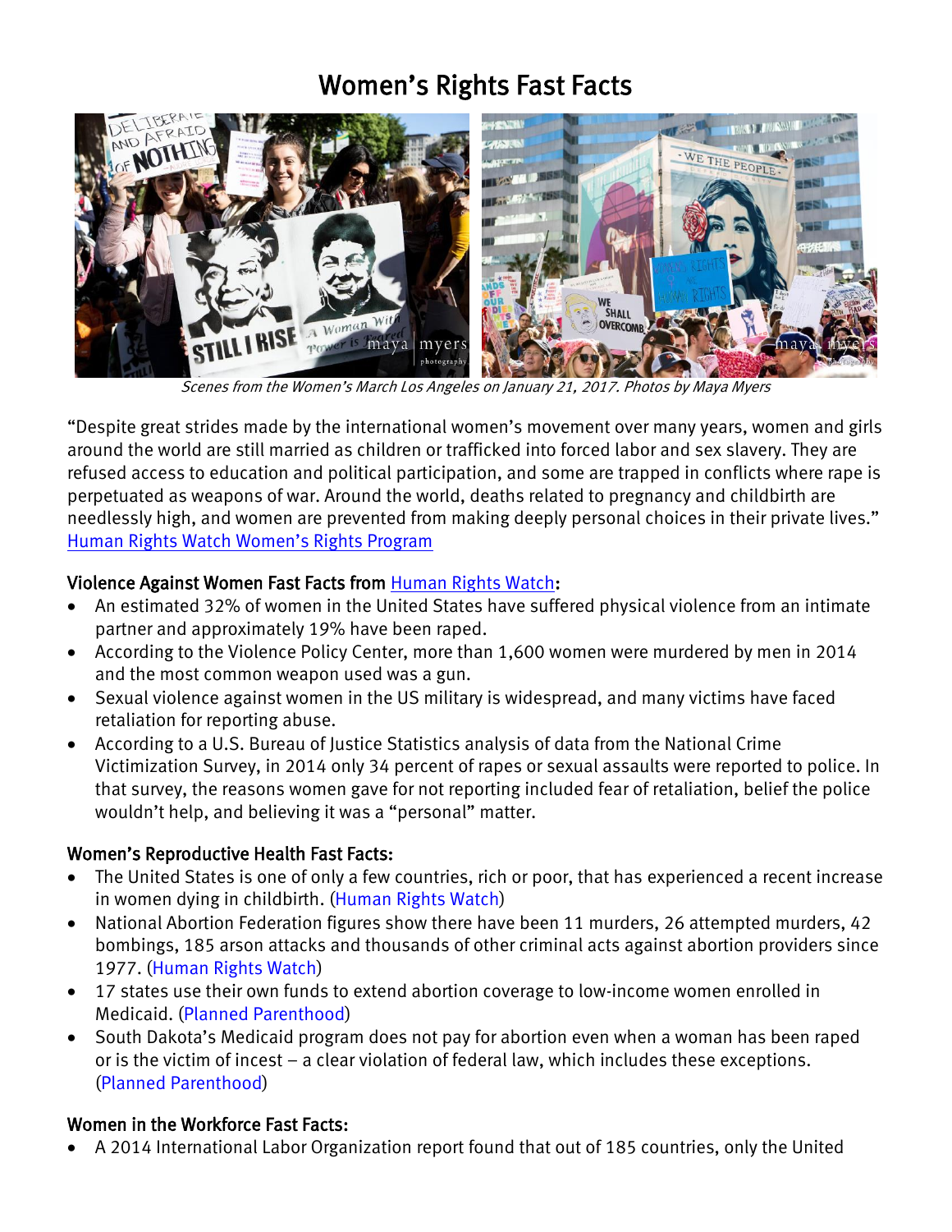# Women's Rights Fast Facts

*Scenes from the Women's March Los Angeles on January 21, 2017. Photos by Maya Myers*

"Despite great strides made by the international women's movement over many years, women and girls around the world are still married as children or trafficked into forced labor and sex slavery. They are refused access to education and political participation, and some are trapped in conflicts where rape is perpetuated as weapons of war. Around the world, deaths related to pregnancy and childbirth are needlessly high, and women are prevented from making deeply personal choices in their private lives." Human Rights Watch Women's Rights Program

## Violence Against Women Fast Facts from Human Rights Watch:

- An estimated 32% of women in the United States have suffered physical violence from an intimate partner and approximately 19% have been raped.
- According to the Violence Policy Center, more than 1,600 women were murdered by men in 2014 and the most common weapon used was a gun.
- Sexual violence against women in the US military is widespread, and many victims have faced retaliation for reporting abuse.
- According to a U.S. Bureau of Justice Statistics analysis of data from the National Crime Victimization Survey, in 2014 only 34 percent of rapes or sexual assaults were reported to police. In that survey, the reasons women gave for not reporting included fear of retaliation, belief the police wouldn't help, and believing it was a "personal" matter.

## Women's Reproductive Health Fast Facts:

- The United States is one of only a few countries, rich or poor, that has experienced a recent increase in women dying in childbirth. (Human Rights Watch)
- National Abortion Federation figures show there have been 11 murders, 26 attempted murders, 42 bombings, 185 arson attacks and thousands of other criminal acts against abortion providers since 1977. (Human Rights Watch)
- 17 states use their own funds to extend abortion coverage to low-income women enrolled in Medicaid. (Planned Parenthood)
- South Dakota's Medicaid program does not pay for abortion even when a woman has been raped or is the victim of incest – a clear violation of federal law, which includes these exceptions. (Planned Parenthood)

## Women in the Workforce Fast Facts:

- A 2014 International Labor Organization report found that out of 185 countries, only the United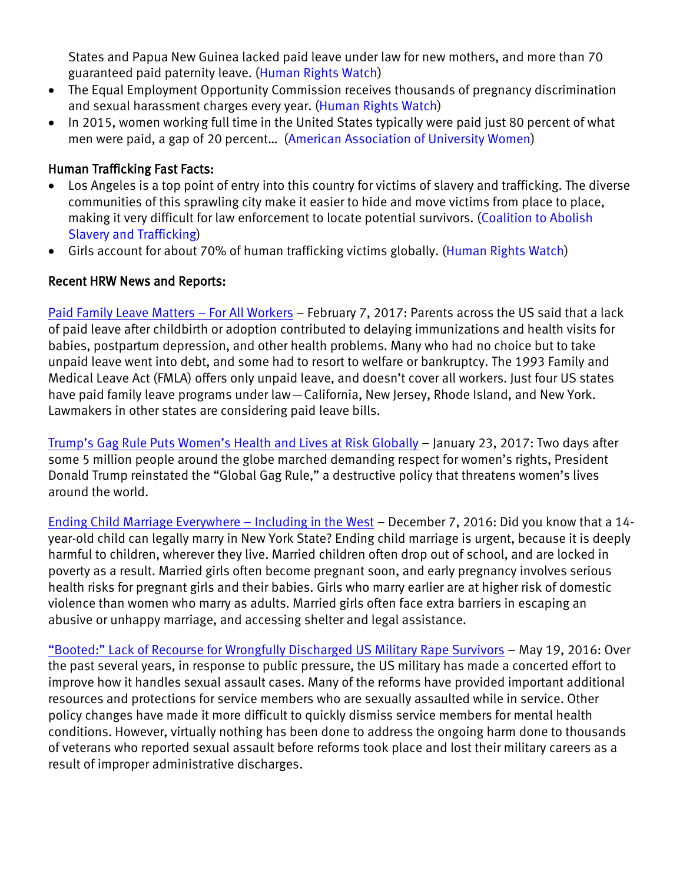States and Papua New Guinea lacked paid leave under law for new mothers, and more than 70 guaranteed paid paternity leave. (Human Rights Watch)
- The Equal Employment Opportunity Commission receives thousands of pregnancy discrimination and sexual harassment charges every year. (Human Rights Watch)
- In 2015, women working full time in the United States typically were paid just 80 percent of what men were paid, a gap of 20 percent… (American Association of University Women)

## Human Trafficking Fast Facts:

- Los Angeles is a top point of entry into this country for victims of slavery and trafficking. The diverse communities of this sprawling city make it easier to hide and move victims from place to place, making it very difficult for law enforcement to locate potential survivors. (Coalition to Abolish Slavery and Trafficking)
- Girls account for about 70% of human trafficking victims globally. (Human Rights Watch)

## Recent HRW News and Reports:

Paid Family Leave Matters – For All Workers – February 7, 2017: Parents across the US said that a lack of paid leave after childbirth or adoption contributed to delaying immunizations and health visits for babies, postpartum depression, and other health problems. Many who had no choice but to take unpaid leave went into debt, and some had to resort to welfare or bankruptcy. The 1993 Family and Medical Leave Act (FMLA) offers only unpaid leave, and doesn't cover all workers. Just four US states have paid family leave programs under law—California, New Jersey, Rhode Island, and New York. Lawmakers in other states are considering paid leave bills.

Trump's Gag Rule Puts Women's Health and Lives at Risk Globally – January 23, 2017: Two days after some 5 million people around the globe marched demanding respect for women's rights, President Donald Trump reinstated the "Global Gag Rule," a destructive policy that threatens women's lives around the world.

Ending Child Marriage Everywhere – Including in the West – December 7, 2016: Did you know that a 14-year-old child can legally marry in New York State? Ending child marriage is urgent, because it is deeply harmful to children, wherever they live. Married children often drop out of school, and are locked in poverty as a result. Married girls often become pregnant soon, and early pregnancy involves serious health risks for pregnant girls and their babies. Girls who marry earlier are at higher risk of domestic violence than women who marry as adults. Married girls often face extra barriers in escaping an abusive or unhappy marriage, and accessing shelter and legal assistance.

"Booted:" Lack of Recourse for Wrongfully Discharged US Military Rape Survivors – May 19, 2016: Over the past several years, in response to public pressure, the US military has made a concerted effort to improve how it handles sexual assault cases. Many of the reforms have provided important additional resources and protections for service members who are sexually assaulted while in service. Other policy changes have made it more difficult to quickly dismiss service members for mental health conditions. However, virtually nothing has been done to address the ongoing harm done to thousands of veterans who reported sexual assault before reforms took place and lost their military careers as a result of improper administrative discharges.